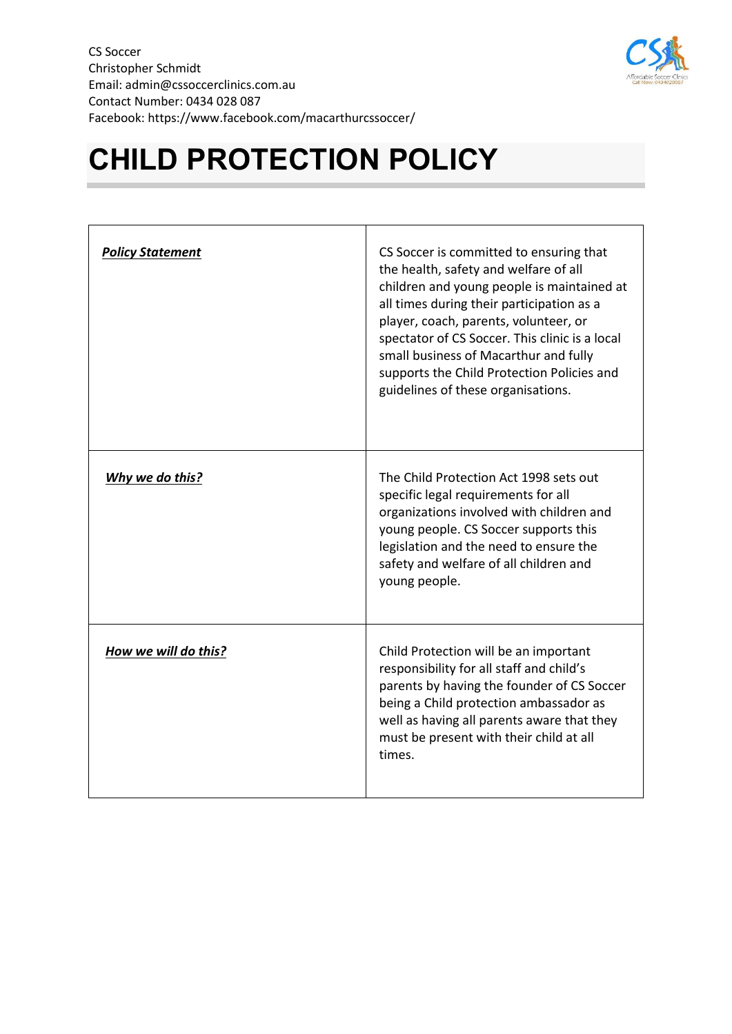CS Soccer
Christopher Schmidt
Email: admin@cssoccerclinics.com.au
Contact Number: 0434 028 087
Facebook: https://www.facebook.com/macarthurcssoccer/

# CHILD PROTECTION POLICY

| | |
|---|---|
| ***Policy Statement*** | CS Soccer is committed to ensuring that the health, safety and welfare of all children and young people is maintained at all times during their participation as a player, coach, parents, volunteer, or spectator of CS Soccer. This clinic is a local small business of Macarthur and fully supports the Child Protection Policies and guidelines of these organisations. |
| ***Why we do this?*** | The Child Protection Act 1998 sets out specific legal requirements for all organizations involved with children and young people. CS Soccer supports this legislation and the need to ensure the safety and welfare of all children and young people. |
| ***How we will do this?*** | Child Protection will be an important responsibility for all staff and child's parents by having the founder of CS Soccer being a Child protection ambassador as well as having all parents aware that they must be present with their child at all times. |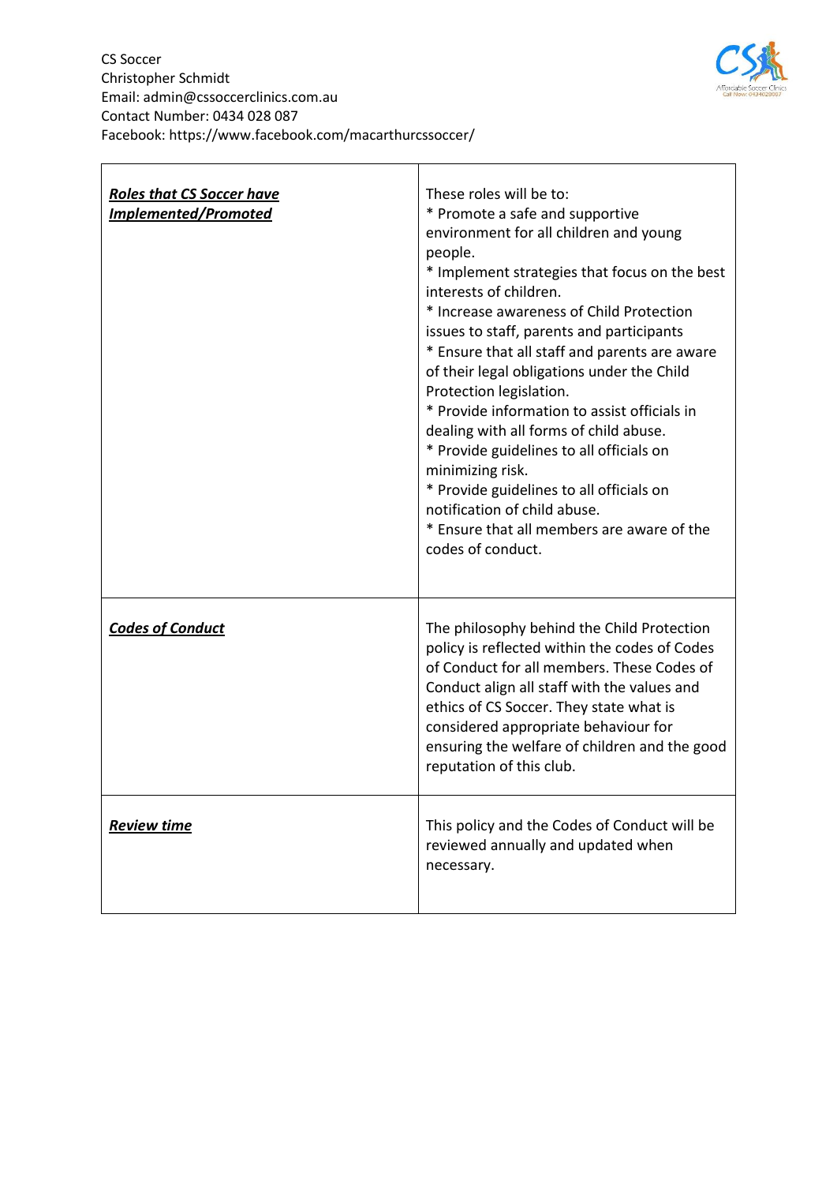| | |
|---|---|
| ***Roles that CS Soccer have Implemented/Promoted*** | These roles will be to:<br>* Promote a safe and supportive environment for all children and young people.<br>* Implement strategies that focus on the best interests of children.<br>* Increase awareness of Child Protection issues to staff, parents and participants<br>* Ensure that all staff and parents are aware of their legal obligations under the Child Protection legislation.<br>* Provide information to assist officials in dealing with all forms of child abuse.<br>* Provide guidelines to all officials on minimizing risk.<br>* Provide guidelines to all officials on notification of child abuse.<br>* Ensure that all members are aware of the codes of conduct. |
| ***Codes of Conduct*** | The philosophy behind the Child Protection policy is reflected within the codes of Codes of Conduct for all members. These Codes of Conduct align all staff with the values and ethics of CS Soccer. They state what is considered appropriate behaviour for ensuring the welfare of children and the good reputation of this club. |
| ***Review time*** | This policy and the Codes of Conduct will be reviewed annually and updated when necessary. |